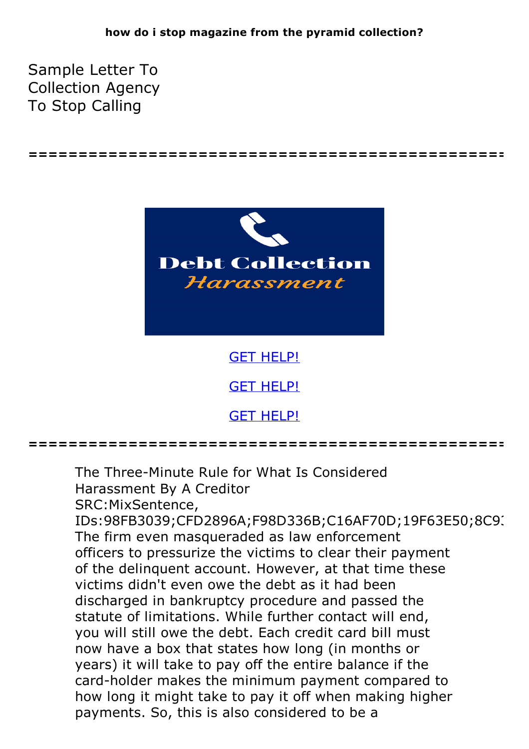**how do i stop magazine from the pyramid collection?**

# Sample Letter To Collection Agency To Stop Calling

==================================================

Debt Collection *Harassment*

GET HELP!

GET HELP!

GET HELP!

==================================================

The Three-Minute Rule for What Is Considered Harassment By A Creditor

SRC:MixSentence, IDs:98FB3039;CFD2896A;F98D336B;C16AF70D;19F63E50;8C9

The firm even masqueraded as law enforcement officers to pressurize the victims to clear their payment of the delinquent account. However, at that time these victims didn't even owe the debt as it had been discharged in bankruptcy procedure and passed the statute of limitations. While further contact will end, you will still owe the debt. Each credit card bill must now have a box that states how long (in months or years) it will take to pay off the entire balance if the card-holder makes the minimum payment compared to how long it might take to pay it off when making higher payments. So, this is also considered to be a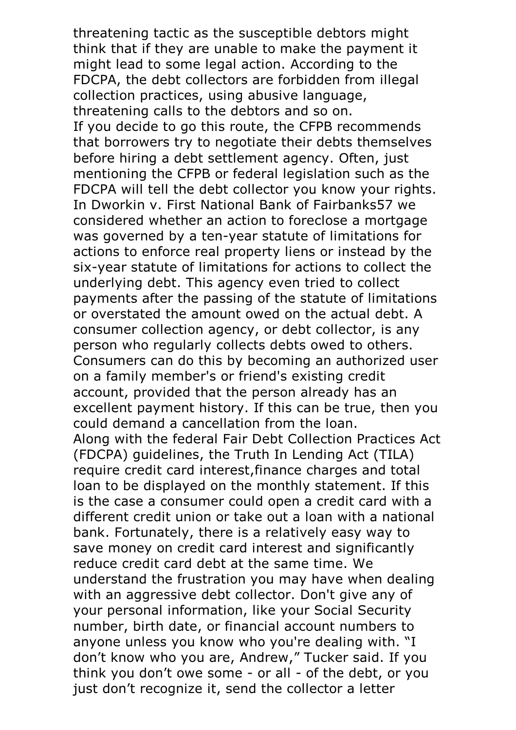threatening tactic as the susceptible debtors might think that if they are unable to make the payment it might lead to some legal action. According to the FDCPA, the debt collectors are forbidden from illegal collection practices, using abusive language, threatening calls to the debtors and so on.

If you decide to go this route, the CFPB recommends that borrowers try to negotiate their debts themselves before hiring a debt settlement agency. Often, just mentioning the CFPB or federal legislation such as the FDCPA will tell the debt collector you know your rights. In Dworkin v. First National Bank of Fairbanks57 we considered whether an action to foreclose a mortgage was governed by a ten-year statute of limitations for actions to enforce real property liens or instead by the six-year statute of limitations for actions to collect the underlying debt. This agency even tried to collect payments after the passing of the statute of limitations or overstated the amount owed on the actual debt. A consumer collection agency, or debt collector, is any person who regularly collects debts owed to others. Consumers can do this by becoming an authorized user on a family member's or friend's existing credit account, provided that the person already has an excellent payment history. If this can be true, then you could demand a cancellation from the loan.

Along with the federal Fair Debt Collection Practices Act (FDCPA) guidelines, the Truth In Lending Act (TILA) require credit card interest,finance charges and total loan to be displayed on the monthly statement. If this is the case a consumer could open a credit card with a different credit union or take out a loan with a national bank. Fortunately, there is a relatively easy way to save money on credit card interest and significantly reduce credit card debt at the same time. We understand the frustration you may have when dealing with an aggressive debt collector. Don't give any of your personal information, like your Social Security number, birth date, or financial account numbers to anyone unless you know who you're dealing with. "I don't know who you are, Andrew," Tucker said. If you think you don't owe some - or all - of the debt, or you just don't recognize it, send the collector a letter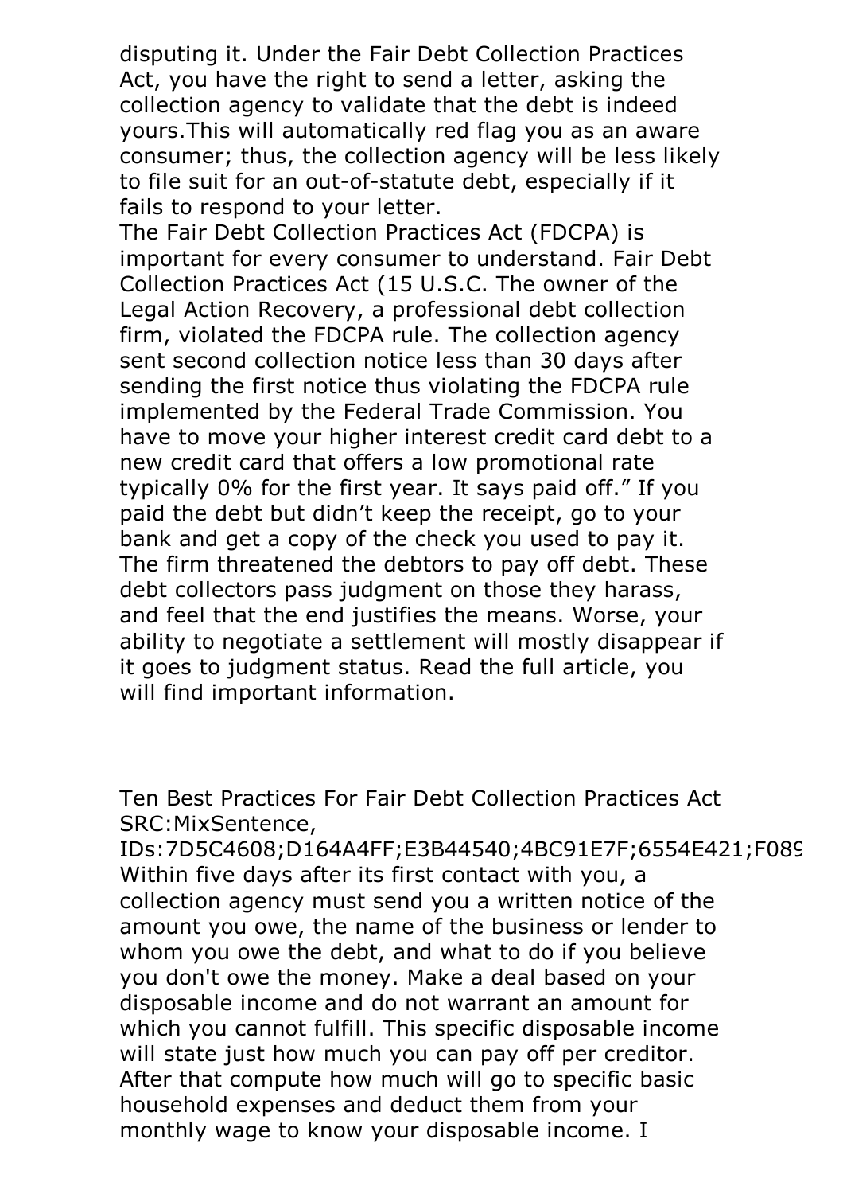disputing it. Under the Fair Debt Collection Practices Act, you have the right to send a letter, asking the collection agency to validate that the debt is indeed yours.This will automatically red flag you as an aware consumer; thus, the collection agency will be less likely to file suit for an out-of-statute debt, especially if it fails to respond to your letter.
The Fair Debt Collection Practices Act (FDCPA) is important for every consumer to understand. Fair Debt Collection Practices Act (15 U.S.C. The owner of the Legal Action Recovery, a professional debt collection firm, violated the FDCPA rule. The collection agency sent second collection notice less than 30 days after sending the first notice thus violating the FDCPA rule implemented by the Federal Trade Commission. You have to move your higher interest credit card debt to a new credit card that offers a low promotional rate typically 0% for the first year. It says paid off." If you paid the debt but didn't keep the receipt, go to your bank and get a copy of the check you used to pay it. The firm threatened the debtors to pay off debt. These debt collectors pass judgment on those they harass, and feel that the end justifies the means. Worse, your ability to negotiate a settlement will mostly disappear if it goes to judgment status. Read the full article, you will find important information.

Ten Best Practices For Fair Debt Collection Practices Act
SRC:MixSentence,
IDs:7D5C4608;D164A4FF;E3B44540;4BC91E7F;6554E421;F089
Within five days after its first contact with you, a collection agency must send you a written notice of the amount you owe, the name of the business or lender to whom you owe the debt, and what to do if you believe you don't owe the money. Make a deal based on your disposable income and do not warrant an amount for which you cannot fulfill. This specific disposable income will state just how much you can pay off per creditor. After that compute how much will go to specific basic household expenses and deduct them from your monthly wage to know your disposable income. I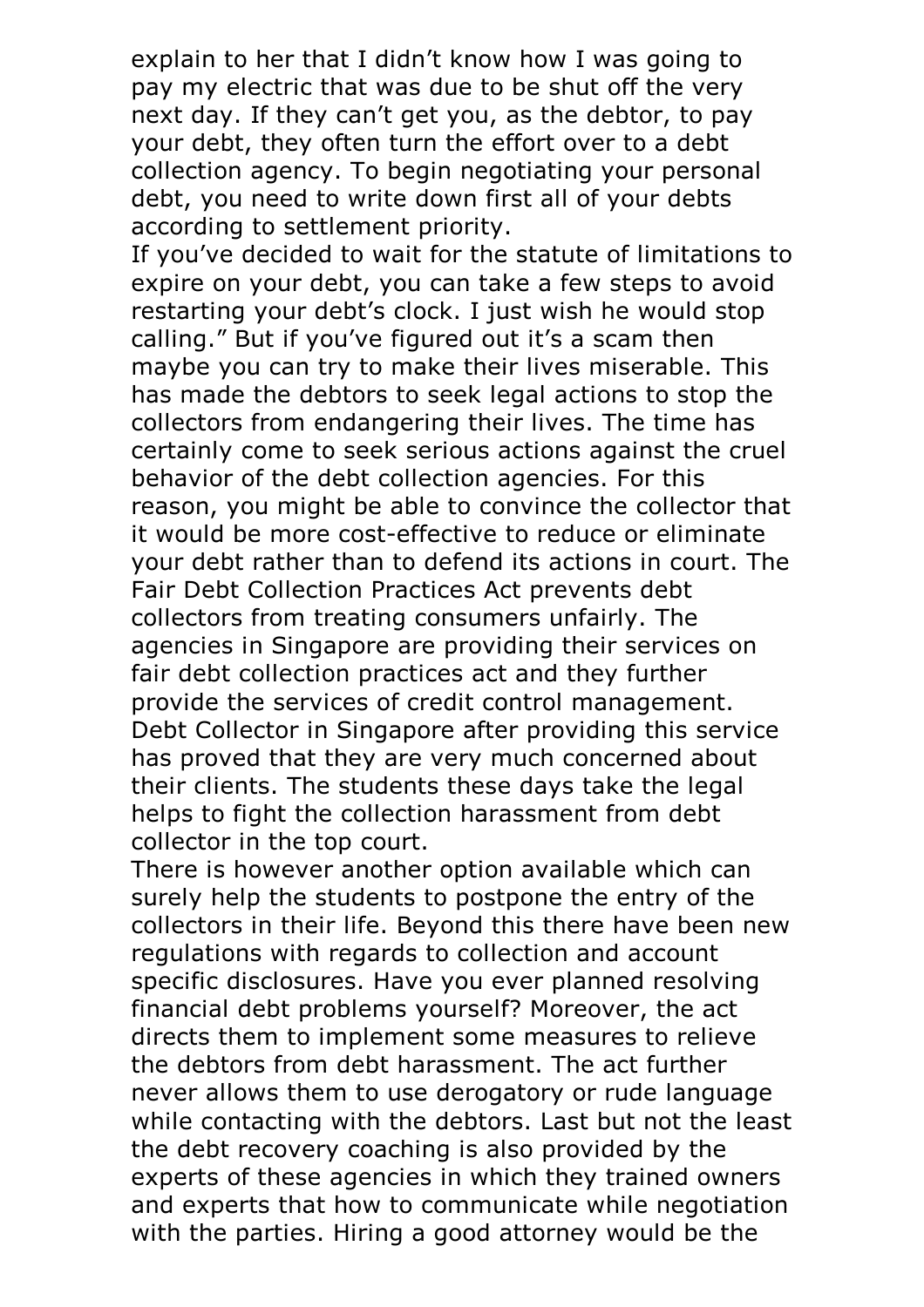explain to her that I didn't know how I was going to pay my electric that was due to be shut off the very next day. If they can't get you, as the debtor, to pay your debt, they often turn the effort over to a debt collection agency. To begin negotiating your personal debt, you need to write down first all of your debts according to settlement priority.

If you've decided to wait for the statute of limitations to expire on your debt, you can take a few steps to avoid restarting your debt's clock. I just wish he would stop calling." But if you've figured out it's a scam then maybe you can try to make their lives miserable. This has made the debtors to seek legal actions to stop the collectors from endangering their lives. The time has certainly come to seek serious actions against the cruel behavior of the debt collection agencies. For this reason, you might be able to convince the collector that it would be more cost-effective to reduce or eliminate your debt rather than to defend its actions in court. The Fair Debt Collection Practices Act prevents debt collectors from treating consumers unfairly. The agencies in Singapore are providing their services on fair debt collection practices act and they further provide the services of credit control management. Debt Collector in Singapore after providing this service has proved that they are very much concerned about their clients. The students these days take the legal helps to fight the collection harassment from debt collector in the top court.

There is however another option available which can surely help the students to postpone the entry of the collectors in their life. Beyond this there have been new regulations with regards to collection and account specific disclosures. Have you ever planned resolving financial debt problems yourself? Moreover, the act directs them to implement some measures to relieve the debtors from debt harassment. The act further never allows them to use derogatory or rude language while contacting with the debtors. Last but not the least the debt recovery coaching is also provided by the experts of these agencies in which they trained owners and experts that how to communicate while negotiation with the parties. Hiring a good attorney would be the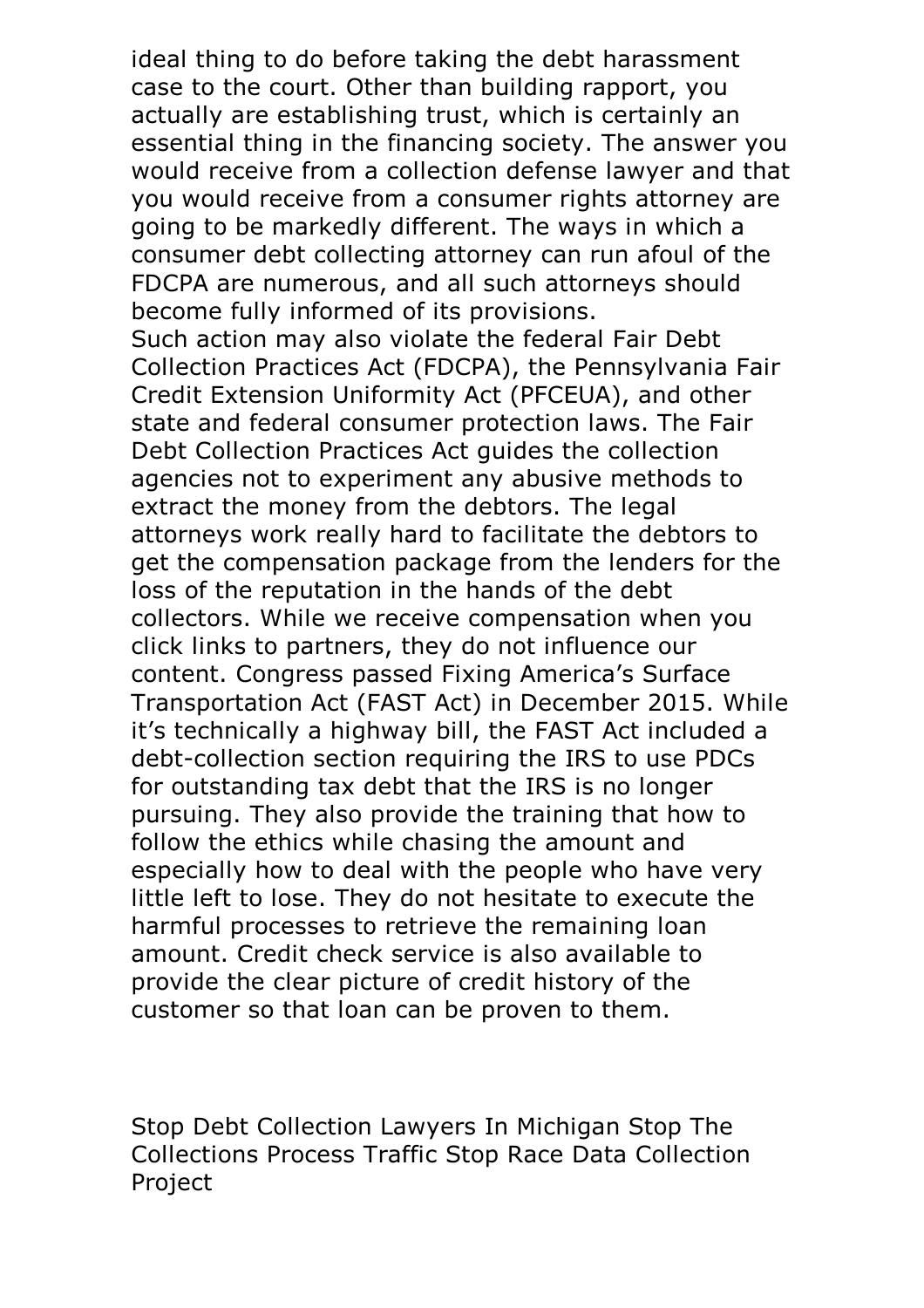ideal thing to do before taking the debt harassment case to the court. Other than building rapport, you actually are establishing trust, which is certainly an essential thing in the financing society. The answer you would receive from a collection defense lawyer and that you would receive from a consumer rights attorney are going to be markedly different. The ways in which a consumer debt collecting attorney can run afoul of the FDCPA are numerous, and all such attorneys should become fully informed of its provisions.

Such action may also violate the federal Fair Debt Collection Practices Act (FDCPA), the Pennsylvania Fair Credit Extension Uniformity Act (PFCEUA), and other state and federal consumer protection laws. The Fair Debt Collection Practices Act guides the collection agencies not to experiment any abusive methods to extract the money from the debtors. The legal attorneys work really hard to facilitate the debtors to get the compensation package from the lenders for the loss of the reputation in the hands of the debt collectors. While we receive compensation when you click links to partners, they do not influence our content. Congress passed Fixing America's Surface Transportation Act (FAST Act) in December 2015. While it's technically a highway bill, the FAST Act included a debt-collection section requiring the IRS to use PDCs for outstanding tax debt that the IRS is no longer pursuing. They also provide the training that how to follow the ethics while chasing the amount and especially how to deal with the people who have very little left to lose. They do not hesitate to execute the harmful processes to retrieve the remaining loan amount. Credit check service is also available to provide the clear picture of credit history of the customer so that loan can be proven to them.

Stop Debt Collection Lawyers In Michigan Stop The Collections Process Traffic Stop Race Data Collection Project